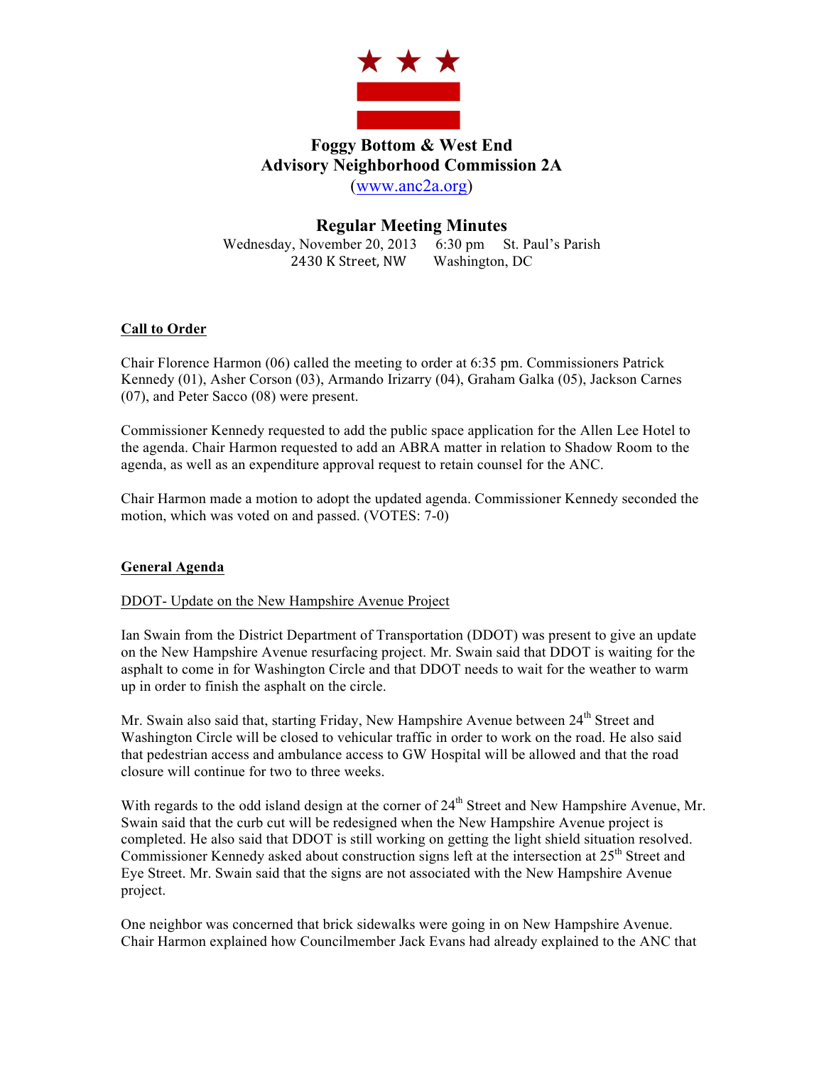# Foggy Bottom & West End
# Advisory Neighborhood Commission 2A

(www.anc2a.org)

## Regular Meeting Minutes

Wednesday, November 20, 2013 6:30 pm St. Paul's Parish
2430 K Street, NW Washington, DC

**Call to Order**

Chair Florence Harmon (06) called the meeting to order at 6:35 pm. Commissioners Patrick Kennedy (01), Asher Corson (03), Armando Irizarry (04), Graham Galka (05), Jackson Carnes (07), and Peter Sacco (08) were present.

Commissioner Kennedy requested to add the public space application for the Allen Lee Hotel to the agenda. Chair Harmon requested to add an ABRA matter in relation to Shadow Room to the agenda, as well as an expenditure approval request to retain counsel for the ANC.

Chair Harmon made a motion to adopt the updated agenda. Commissioner Kennedy seconded the motion, which was voted on and passed. (VOTES: 7-0)

**General Agenda**

DDOT- Update on the New Hampshire Avenue Project

Ian Swain from the District Department of Transportation (DDOT) was present to give an update on the New Hampshire Avenue resurfacing project. Mr. Swain said that DDOT is waiting for the asphalt to come in for Washington Circle and that DDOT needs to wait for the weather to warm up in order to finish the asphalt on the circle.

Mr. Swain also said that, starting Friday, New Hampshire Avenue between 24th Street and Washington Circle will be closed to vehicular traffic in order to work on the road. He also said that pedestrian access and ambulance access to GW Hospital will be allowed and that the road closure will continue for two to three weeks.

With regards to the odd island design at the corner of 24th Street and New Hampshire Avenue, Mr. Swain said that the curb cut will be redesigned when the New Hampshire Avenue project is completed. He also said that DDOT is still working on getting the light shield situation resolved. Commissioner Kennedy asked about construction signs left at the intersection at 25th Street and Eye Street. Mr. Swain said that the signs are not associated with the New Hampshire Avenue project.

One neighbor was concerned that brick sidewalks were going in on New Hampshire Avenue. Chair Harmon explained how Councilmember Jack Evans had already explained to the ANC that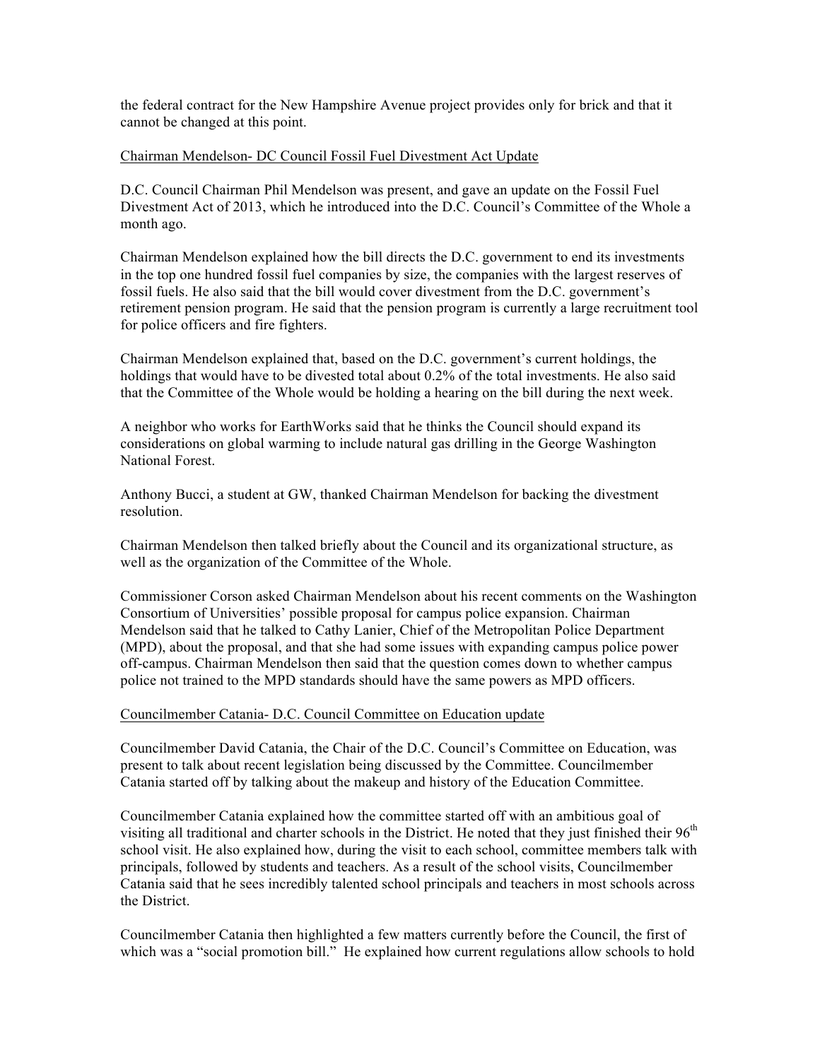the federal contract for the New Hampshire Avenue project provides only for brick and that it cannot be changed at this point.

<u>Chairman Mendelson- DC Council Fossil Fuel Divestment Act Update</u>

D.C. Council Chairman Phil Mendelson was present, and gave an update on the Fossil Fuel Divestment Act of 2013, which he introduced into the D.C. Council's Committee of the Whole a month ago.

Chairman Mendelson explained how the bill directs the D.C. government to end its investments in the top one hundred fossil fuel companies by size, the companies with the largest reserves of fossil fuels. He also said that the bill would cover divestment from the D.C. government's retirement pension program. He said that the pension program is currently a large recruitment tool for police officers and fire fighters.

Chairman Mendelson explained that, based on the D.C. government's current holdings, the holdings that would have to be divested total about 0.2% of the total investments. He also said that the Committee of the Whole would be holding a hearing on the bill during the next week.

A neighbor who works for EarthWorks said that he thinks the Council should expand its considerations on global warming to include natural gas drilling in the George Washington National Forest.

Anthony Bucci, a student at GW, thanked Chairman Mendelson for backing the divestment resolution.

Chairman Mendelson then talked briefly about the Council and its organizational structure, as well as the organization of the Committee of the Whole.

Commissioner Corson asked Chairman Mendelson about his recent comments on the Washington Consortium of Universities' possible proposal for campus police expansion. Chairman Mendelson said that he talked to Cathy Lanier, Chief of the Metropolitan Police Department (MPD), about the proposal, and that she had some issues with expanding campus police power off-campus. Chairman Mendelson then said that the question comes down to whether campus police not trained to the MPD standards should have the same powers as MPD officers.

<u>Councilmember Catania- D.C. Council Committee on Education update</u>

Councilmember David Catania, the Chair of the D.C. Council's Committee on Education, was present to talk about recent legislation being discussed by the Committee. Councilmember Catania started off by talking about the makeup and history of the Education Committee.

Councilmember Catania explained how the committee started off with an ambitious goal of visiting all traditional and charter schools in the District. He noted that they just finished their 96th school visit. He also explained how, during the visit to each school, committee members talk with principals, followed by students and teachers. As a result of the school visits, Councilmember Catania said that he sees incredibly talented school principals and teachers in most schools across the District.

Councilmember Catania then highlighted a few matters currently before the Council, the first of which was a "social promotion bill." He explained how current regulations allow schools to hold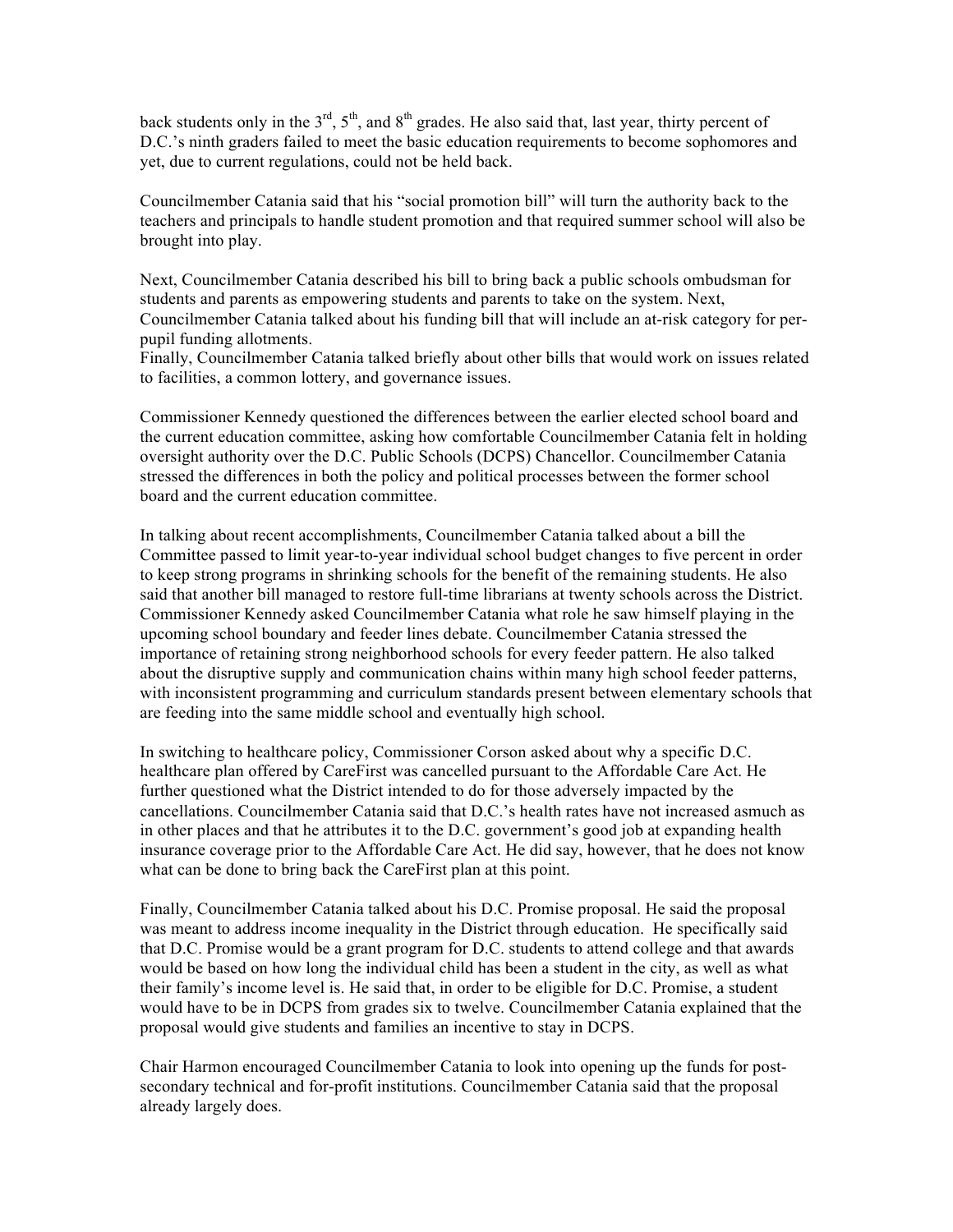back students only in the 3rd, 5th, and 8th grades. He also said that, last year, thirty percent of D.C.'s ninth graders failed to meet the basic education requirements to become sophomores and yet, due to current regulations, could not be held back.

Councilmember Catania said that his "social promotion bill" will turn the authority back to the teachers and principals to handle student promotion and that required summer school will also be brought into play.

Next, Councilmember Catania described his bill to bring back a public schools ombudsman for students and parents as empowering students and parents to take on the system. Next, Councilmember Catania talked about his funding bill that will include an at-risk category for per-pupil funding allotments.
Finally, Councilmember Catania talked briefly about other bills that would work on issues related to facilities, a common lottery, and governance issues.

Commissioner Kennedy questioned the differences between the earlier elected school board and the current education committee, asking how comfortable Councilmember Catania felt in holding oversight authority over the D.C. Public Schools (DCPS) Chancellor. Councilmember Catania stressed the differences in both the policy and political processes between the former school board and the current education committee.

In talking about recent accomplishments, Councilmember Catania talked about a bill the Committee passed to limit year-to-year individual school budget changes to five percent in order to keep strong programs in shrinking schools for the benefit of the remaining students. He also said that another bill managed to restore full-time librarians at twenty schools across the District. Commissioner Kennedy asked Councilmember Catania what role he saw himself playing in the upcoming school boundary and feeder lines debate. Councilmember Catania stressed the importance of retaining strong neighborhood schools for every feeder pattern. He also talked about the disruptive supply and communication chains within many high school feeder patterns, with inconsistent programming and curriculum standards present between elementary schools that are feeding into the same middle school and eventually high school.

In switching to healthcare policy, Commissioner Corson asked about why a specific D.C. healthcare plan offered by CareFirst was cancelled pursuant to the Affordable Care Act. He further questioned what the District intended to do for those adversely impacted by the cancellations. Councilmember Catania said that D.C.'s health rates have not increased asmuch as in other places and that he attributes it to the D.C. government's good job at expanding health insurance coverage prior to the Affordable Care Act. He did say, however, that he does not know what can be done to bring back the CareFirst plan at this point.

Finally, Councilmember Catania talked about his D.C. Promise proposal. He said the proposal was meant to address income inequality in the District through education. He specifically said that D.C. Promise would be a grant program for D.C. students to attend college and that awards would be based on how long the individual child has been a student in the city, as well as what their family's income level is. He said that, in order to be eligible for D.C. Promise, a student would have to be in DCPS from grades six to twelve. Councilmember Catania explained that the proposal would give students and families an incentive to stay in DCPS.

Chair Harmon encouraged Councilmember Catania to look into opening up the funds for post-secondary technical and for-profit institutions. Councilmember Catania said that the proposal already largely does.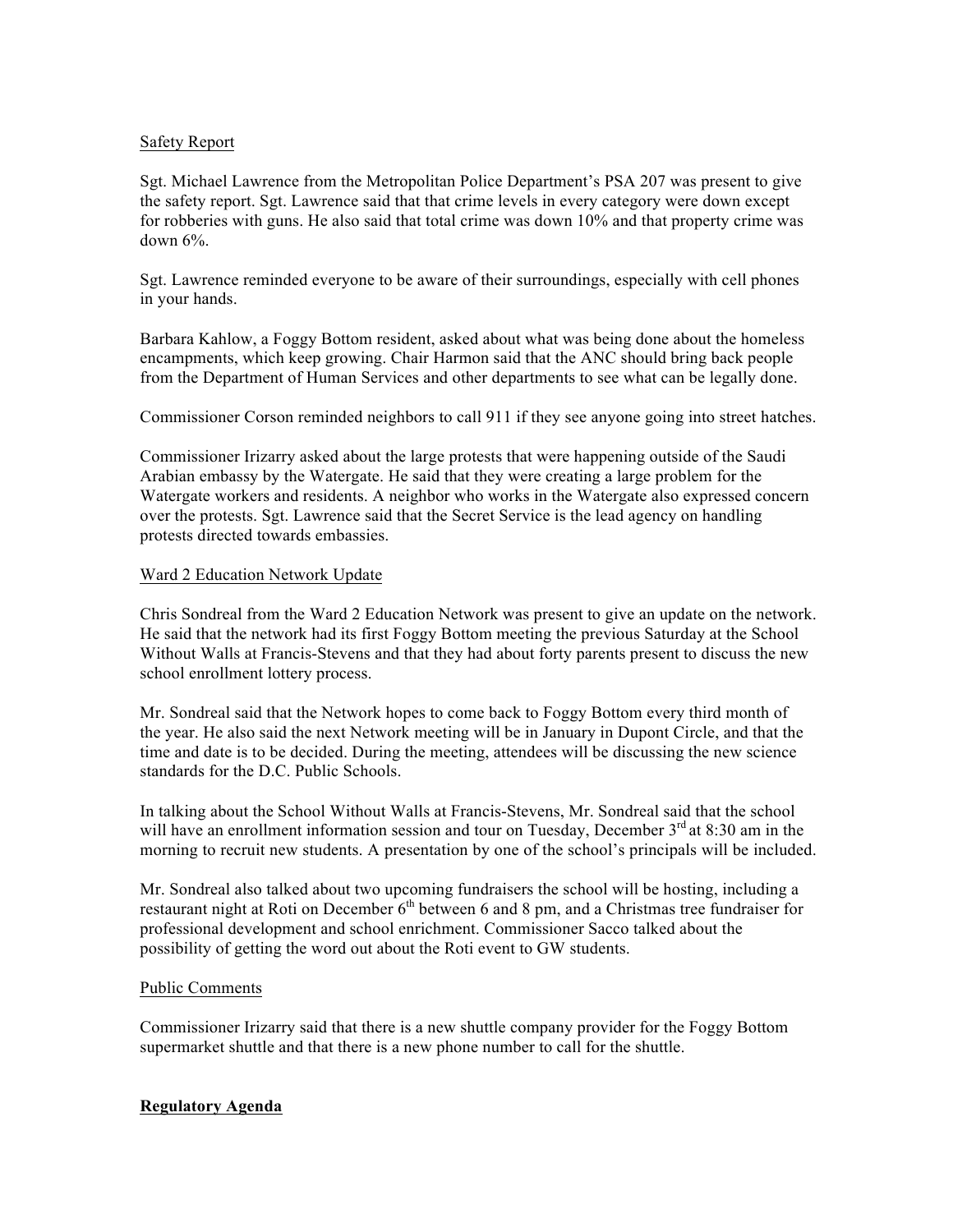Safety Report

Sgt. Michael Lawrence from the Metropolitan Police Department's PSA 207 was present to give the safety report. Sgt. Lawrence said that that crime levels in every category were down except for robberies with guns. He also said that total crime was down 10% and that property crime was down 6%.

Sgt. Lawrence reminded everyone to be aware of their surroundings, especially with cell phones in your hands.

Barbara Kahlow, a Foggy Bottom resident, asked about what was being done about the homeless encampments, which keep growing. Chair Harmon said that the ANC should bring back people from the Department of Human Services and other departments to see what can be legally done.

Commissioner Corson reminded neighbors to call 911 if they see anyone going into street hatches.

Commissioner Irizarry asked about the large protests that were happening outside of the Saudi Arabian embassy by the Watergate. He said that they were creating a large problem for the Watergate workers and residents. A neighbor who works in the Watergate also expressed concern over the protests. Sgt. Lawrence said that the Secret Service is the lead agency on handling protests directed towards embassies.

Ward 2 Education Network Update

Chris Sondreal from the Ward 2 Education Network was present to give an update on the network. He said that the network had its first Foggy Bottom meeting the previous Saturday at the School Without Walls at Francis-Stevens and that they had about forty parents present to discuss the new school enrollment lottery process.

Mr. Sondreal said that the Network hopes to come back to Foggy Bottom every third month of the year. He also said the next Network meeting will be in January in Dupont Circle, and that the time and date is to be decided. During the meeting, attendees will be discussing the new science standards for the D.C. Public Schools.

In talking about the School Without Walls at Francis-Stevens, Mr. Sondreal said that the school will have an enrollment information session and tour on Tuesday, December 3rd at 8:30 am in the morning to recruit new students. A presentation by one of the school's principals will be included.

Mr. Sondreal also talked about two upcoming fundraisers the school will be hosting, including a restaurant night at Roti on December 6th between 6 and 8 pm, and a Christmas tree fundraiser for professional development and school enrichment. Commissioner Sacco talked about the possibility of getting the word out about the Roti event to GW students.

Public Comments

Commissioner Irizarry said that there is a new shuttle company provider for the Foggy Bottom supermarket shuttle and that there is a new phone number to call for the shuttle.

**Regulatory Agenda**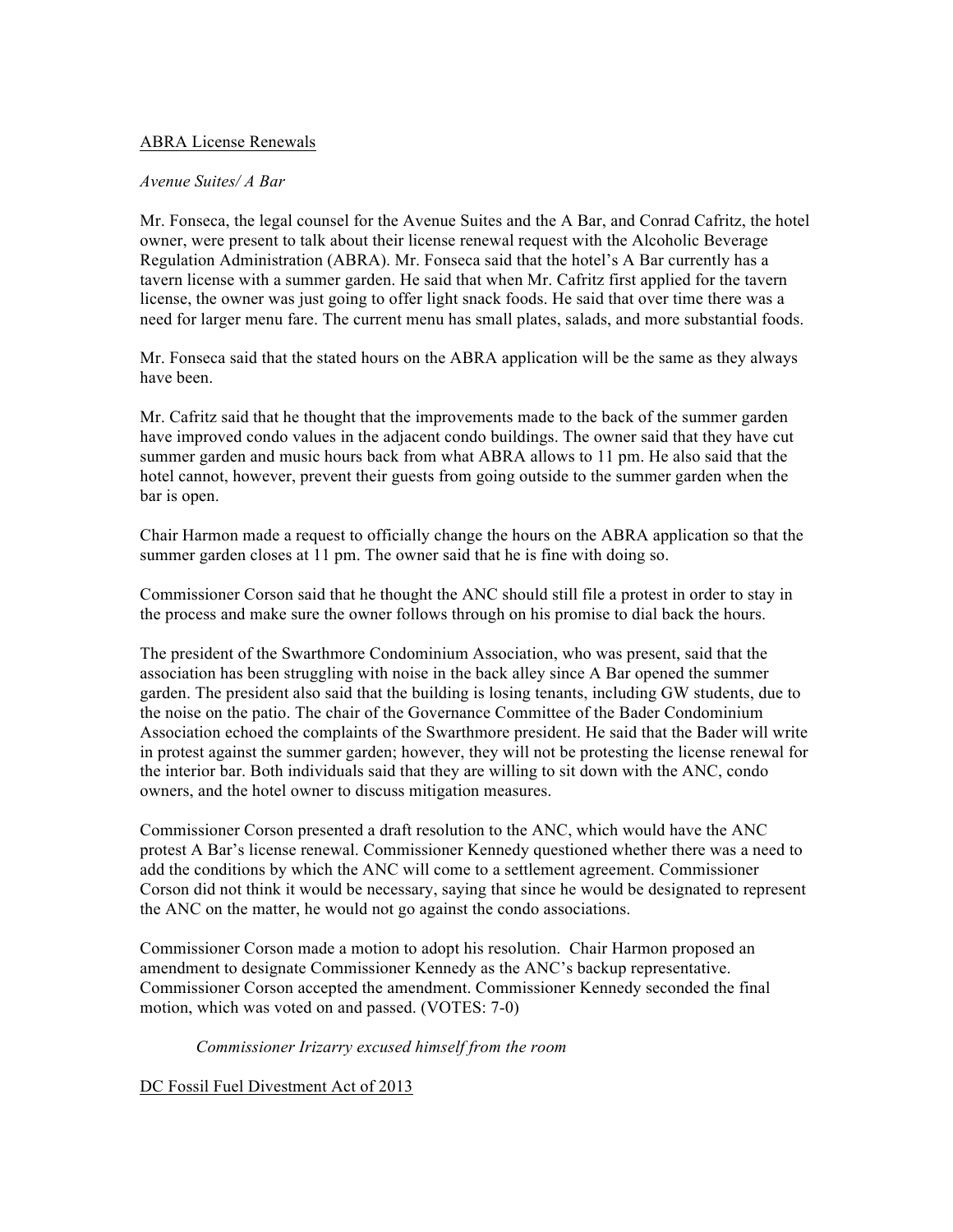ABRA License Renewals

*Avenue Suites/ A Bar*

Mr. Fonseca, the legal counsel for the Avenue Suites and the A Bar, and Conrad Cafritz, the hotel owner, were present to talk about their license renewal request with the Alcoholic Beverage Regulation Administration (ABRA). Mr. Fonseca said that the hotel's A Bar currently has a tavern license with a summer garden. He said that when Mr. Cafritz first applied for the tavern license, the owner was just going to offer light snack foods. He said that over time there was a need for larger menu fare. The current menu has small plates, salads, and more substantial foods.

Mr. Fonseca said that the stated hours on the ABRA application will be the same as they always have been.

Mr. Cafritz said that he thought that the improvements made to the back of the summer garden have improved condo values in the adjacent condo buildings. The owner said that they have cut summer garden and music hours back from what ABRA allows to 11 pm. He also said that the hotel cannot, however, prevent their guests from going outside to the summer garden when the bar is open.

Chair Harmon made a request to officially change the hours on the ABRA application so that the summer garden closes at 11 pm. The owner said that he is fine with doing so.

Commissioner Corson said that he thought the ANC should still file a protest in order to stay in the process and make sure the owner follows through on his promise to dial back the hours.

The president of the Swarthmore Condominium Association, who was present, said that the association has been struggling with noise in the back alley since A Bar opened the summer garden. The president also said that the building is losing tenants, including GW students, due to the noise on the patio. The chair of the Governance Committee of the Bader Condominium Association echoed the complaints of the Swarthmore president. He said that the Bader will write in protest against the summer garden; however, they will not be protesting the license renewal for the interior bar. Both individuals said that they are willing to sit down with the ANC, condo owners, and the hotel owner to discuss mitigation measures.

Commissioner Corson presented a draft resolution to the ANC, which would have the ANC protest A Bar's license renewal. Commissioner Kennedy questioned whether there was a need to add the conditions by which the ANC will come to a settlement agreement. Commissioner Corson did not think it would be necessary, saying that since he would be designated to represent the ANC on the matter, he would not go against the condo associations.

Commissioner Corson made a motion to adopt his resolution. Chair Harmon proposed an amendment to designate Commissioner Kennedy as the ANC's backup representative. Commissioner Corson accepted the amendment. Commissioner Kennedy seconded the final motion, which was voted on and passed. (VOTES: 7-0)

*Commissioner Irizarry excused himself from the room*

DC Fossil Fuel Divestment Act of 2013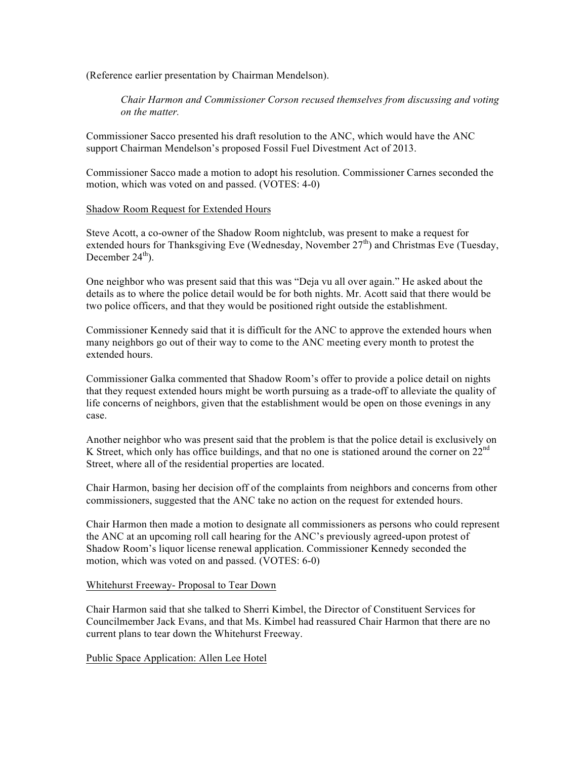(Reference earlier presentation by Chairman Mendelson).

> *Chair Harmon and Commissioner Corson recused themselves from discussing and voting on the matter.*

Commissioner Sacco presented his draft resolution to the ANC, which would have the ANC support Chairman Mendelson's proposed Fossil Fuel Divestment Act of 2013.

Commissioner Sacco made a motion to adopt his resolution. Commissioner Carnes seconded the motion, which was voted on and passed. (VOTES: 4-0)

<u>Shadow Room Request for Extended Hours</u>

Steve Acott, a co-owner of the Shadow Room nightclub, was present to make a request for extended hours for Thanksgiving Eve (Wednesday, November 27th) and Christmas Eve (Tuesday, December 24th).

One neighbor who was present said that this was "Deja vu all over again." He asked about the details as to where the police detail would be for both nights. Mr. Acott said that there would be two police officers, and that they would be positioned right outside the establishment.

Commissioner Kennedy said that it is difficult for the ANC to approve the extended hours when many neighbors go out of their way to come to the ANC meeting every month to protest the extended hours.

Commissioner Galka commented that Shadow Room's offer to provide a police detail on nights that they request extended hours might be worth pursuing as a trade-off to alleviate the quality of life concerns of neighbors, given that the establishment would be open on those evenings in any case.

Another neighbor who was present said that the problem is that the police detail is exclusively on K Street, which only has office buildings, and that no one is stationed around the corner on 22nd Street, where all of the residential properties are located.

Chair Harmon, basing her decision off of the complaints from neighbors and concerns from other commissioners, suggested that the ANC take no action on the request for extended hours.

Chair Harmon then made a motion to designate all commissioners as persons who could represent the ANC at an upcoming roll call hearing for the ANC's previously agreed-upon protest of Shadow Room's liquor license renewal application. Commissioner Kennedy seconded the motion, which was voted on and passed. (VOTES: 6-0)

<u>Whitehurst Freeway- Proposal to Tear Down</u>

Chair Harmon said that she talked to Sherri Kimbel, the Director of Constituent Services for Councilmember Jack Evans, and that Ms. Kimbel had reassured Chair Harmon that there are no current plans to tear down the Whitehurst Freeway.

<u>Public Space Application: Allen Lee Hotel</u>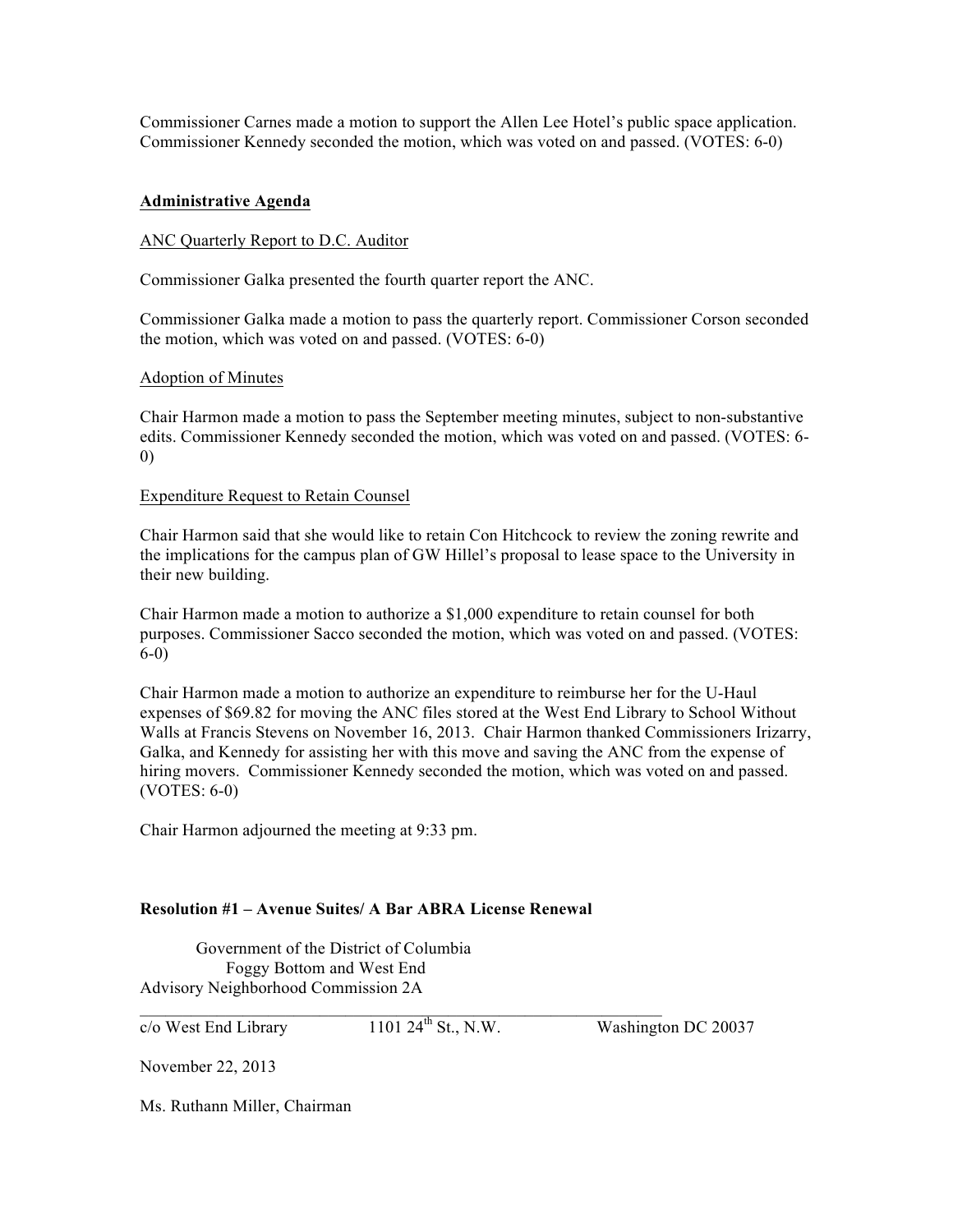Commissioner Carnes made a motion to support the Allen Lee Hotel's public space application. Commissioner Kennedy seconded the motion, which was voted on and passed. (VOTES: 6-0)

## Administrative Agenda

ANC Quarterly Report to D.C. Auditor

Commissioner Galka presented the fourth quarter report the ANC.

Commissioner Galka made a motion to pass the quarterly report. Commissioner Corson seconded the motion, which was voted on and passed. (VOTES: 6-0)

Adoption of Minutes

Chair Harmon made a motion to pass the September meeting minutes, subject to non-substantive edits. Commissioner Kennedy seconded the motion, which was voted on and passed. (VOTES: 6-0)

Expenditure Request to Retain Counsel

Chair Harmon said that she would like to retain Con Hitchcock to review the zoning rewrite and the implications for the campus plan of GW Hillel's proposal to lease space to the University in their new building.

Chair Harmon made a motion to authorize a $1,000 expenditure to retain counsel for both purposes. Commissioner Sacco seconded the motion, which was voted on and passed. (VOTES: 6-0)

Chair Harmon made a motion to authorize an expenditure to reimburse her for the U-Haul expenses of $69.82 for moving the ANC files stored at the West End Library to School Without Walls at Francis Stevens on November 16, 2013. Chair Harmon thanked Commissioners Irizarry, Galka, and Kennedy for assisting her with this move and saving the ANC from the expense of hiring movers. Commissioner Kennedy seconded the motion, which was voted on and passed. (VOTES: 6-0)

Chair Harmon adjourned the meeting at 9:33 pm.

**Resolution #1 – Avenue Suites/ A Bar ABRA License Renewal**

Government of the District of Columbia
Foggy Bottom and West End
Advisory Neighborhood Commission 2A

c/o West End Library 1101 24th St., N.W. Washington DC 20037

November 22, 2013

Ms. Ruthann Miller, Chairman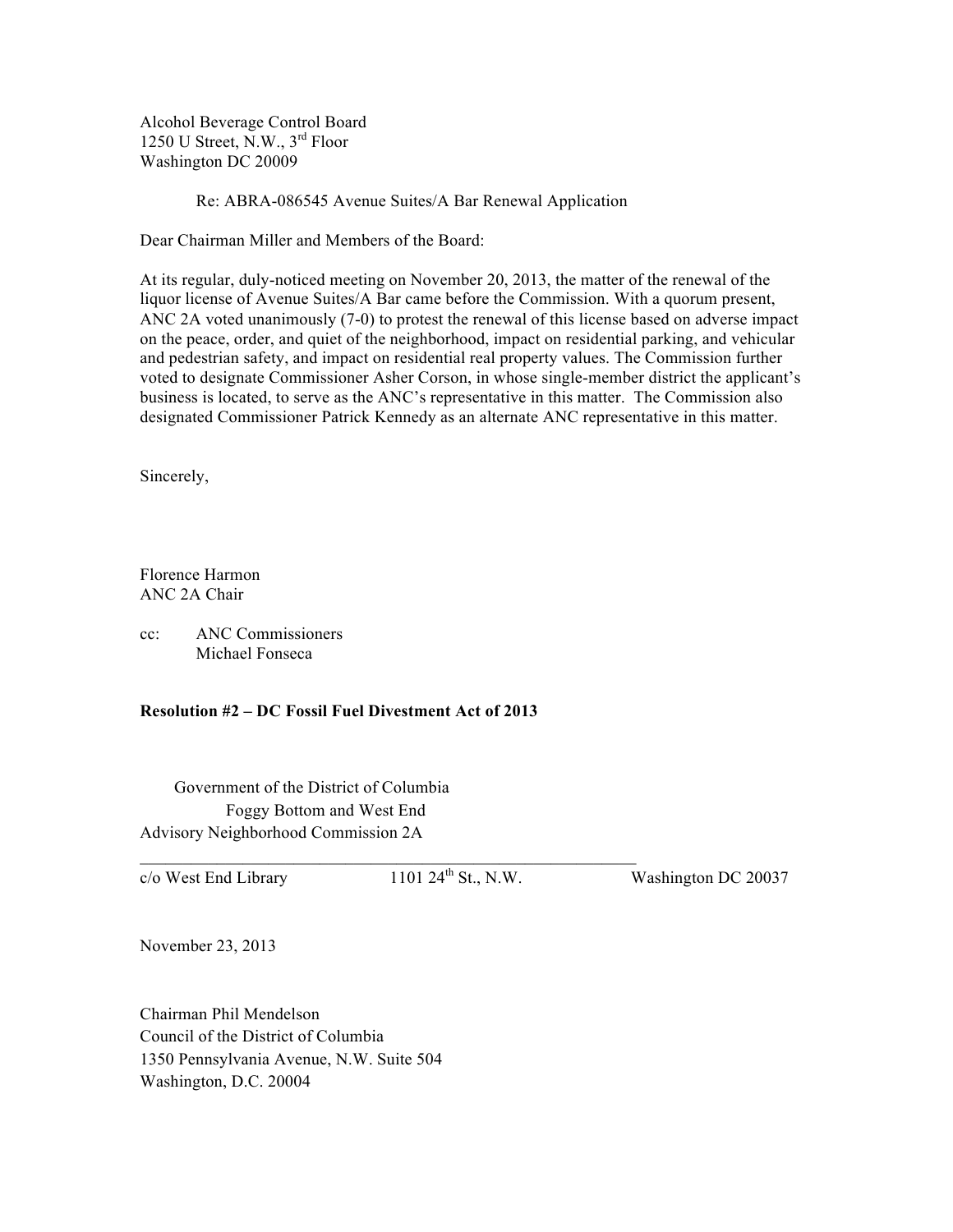Alcohol Beverage Control Board
1250 U Street, N.W., 3rd Floor
Washington DC 20009

Re: ABRA-086545 Avenue Suites/A Bar Renewal Application

Dear Chairman Miller and Members of the Board:

At its regular, duly-noticed meeting on November 20, 2013, the matter of the renewal of the liquor license of Avenue Suites/A Bar came before the Commission. With a quorum present, ANC 2A voted unanimously (7-0) to protest the renewal of this license based on adverse impact on the peace, order, and quiet of the neighborhood, impact on residential parking, and vehicular and pedestrian safety, and impact on residential real property values. The Commission further voted to designate Commissioner Asher Corson, in whose single-member district the applicant's business is located, to serve as the ANC's representative in this matter. The Commission also designated Commissioner Patrick Kennedy as an alternate ANC representative in this matter.

Sincerely,

Florence Harmon
ANC 2A Chair

cc: ANC Commissioners
Michael Fonseca

**Resolution #2 – DC Fossil Fuel Divestment Act of 2013**

Government of the District of Columbia
Foggy Bottom and West End
Advisory Neighborhood Commission 2A

c/o West End Library | 1101 24th St., N.W. | Washington DC 20037

November 23, 2013

Chairman Phil Mendelson
Council of the District of Columbia
1350 Pennsylvania Avenue, N.W. Suite 504
Washington, D.C. 20004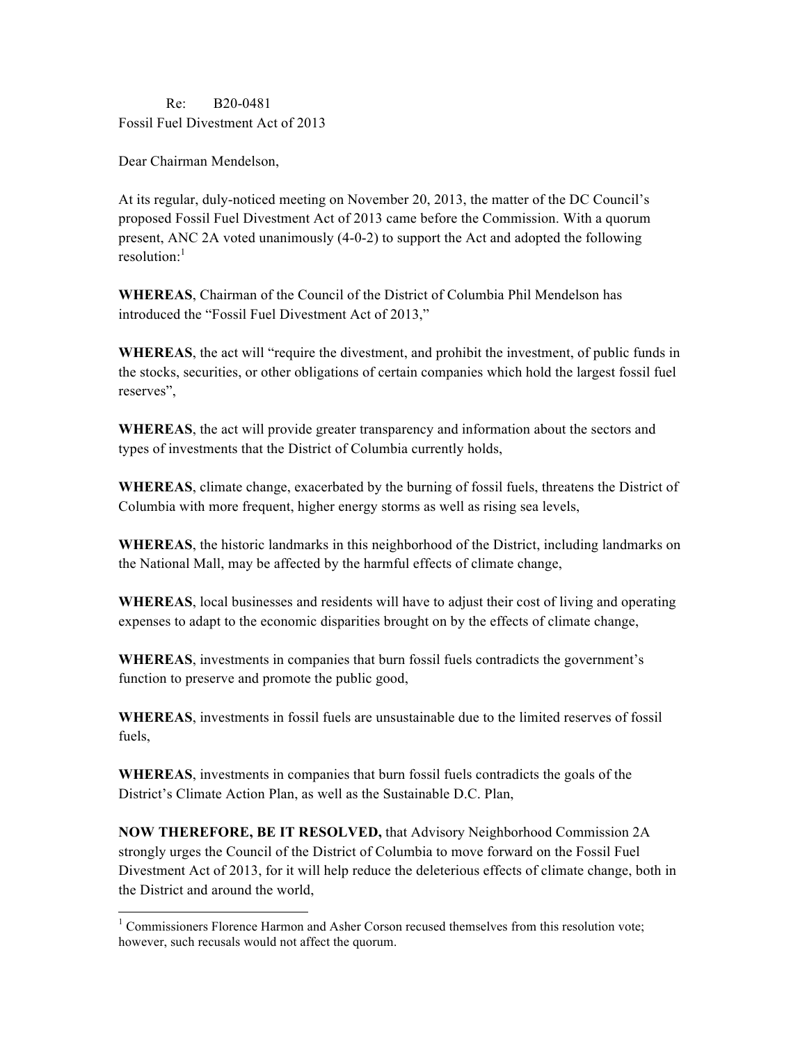Re: B20-0481
Fossil Fuel Divestment Act of 2013

Dear Chairman Mendelson,

At its regular, duly-noticed meeting on November 20, 2013, the matter of the DC Council's proposed Fossil Fuel Divestment Act of 2013 came before the Commission. With a quorum present, ANC 2A voted unanimously (4-0-2) to support the Act and adopted the following resolution:[1]

**WHEREAS**, Chairman of the Council of the District of Columbia Phil Mendelson has introduced the "Fossil Fuel Divestment Act of 2013,"

**WHEREAS**, the act will "require the divestment, and prohibit the investment, of public funds in the stocks, securities, or other obligations of certain companies which hold the largest fossil fuel reserves",

**WHEREAS**, the act will provide greater transparency and information about the sectors and types of investments that the District of Columbia currently holds,

**WHEREAS**, climate change, exacerbated by the burning of fossil fuels, threatens the District of Columbia with more frequent, higher energy storms as well as rising sea levels,

**WHEREAS**, the historic landmarks in this neighborhood of the District, including landmarks on the National Mall, may be affected by the harmful effects of climate change,

**WHEREAS**, local businesses and residents will have to adjust their cost of living and operating expenses to adapt to the economic disparities brought on by the effects of climate change,

**WHEREAS**, investments in companies that burn fossil fuels contradicts the government's function to preserve and promote the public good,

**WHEREAS**, investments in fossil fuels are unsustainable due to the limited reserves of fossil fuels,

**WHEREAS**, investments in companies that burn fossil fuels contradicts the goals of the District's Climate Action Plan, as well as the Sustainable D.C. Plan,

**NOW THEREFORE, BE IT RESOLVED,** that Advisory Neighborhood Commission 2A strongly urges the Council of the District of Columbia to move forward on the Fossil Fuel Divestment Act of 2013, for it will help reduce the deleterious effects of climate change, both in the District and around the world,

[1] Commissioners Florence Harmon and Asher Corson recused themselves from this resolution vote; however, such recusals would not affect the quorum.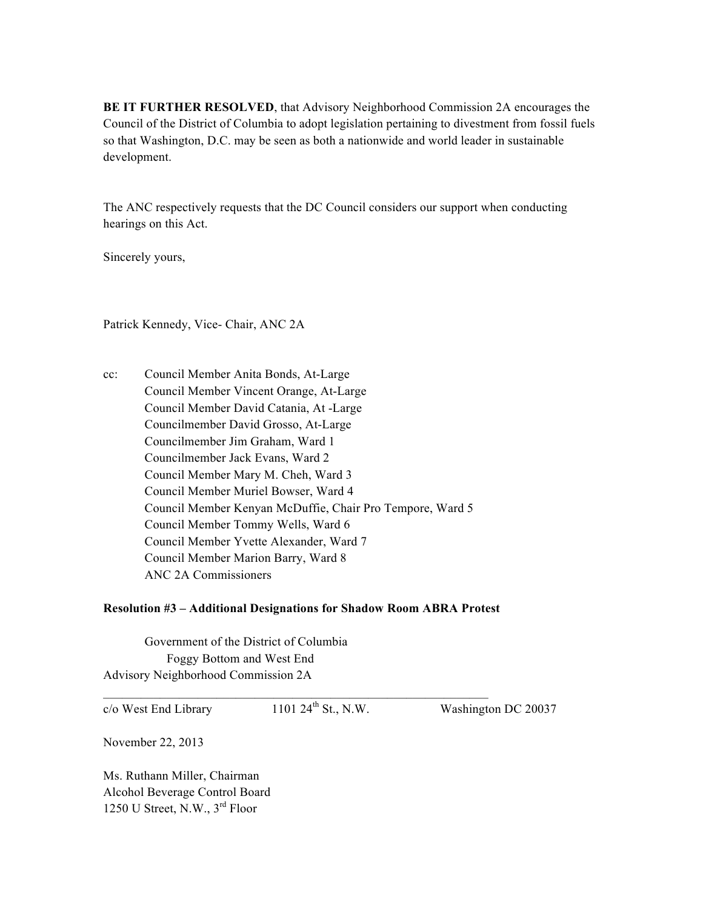**BE IT FURTHER RESOLVED**, that Advisory Neighborhood Commission 2A encourages the Council of the District of Columbia to adopt legislation pertaining to divestment from fossil fuels so that Washington, D.C. may be seen as both a nationwide and world leader in sustainable development.

The ANC respectively requests that the DC Council considers our support when conducting hearings on this Act.

Sincerely yours,

Patrick Kennedy, Vice- Chair, ANC 2A

cc: Council Member Anita Bonds, At-Large
Council Member Vincent Orange, At-Large
Council Member David Catania, At -Large
Councilmember David Grosso, At-Large
Councilmember Jim Graham, Ward 1
Councilmember Jack Evans, Ward 2
Council Member Mary M. Cheh, Ward 3
Council Member Muriel Bowser, Ward 4
Council Member Kenyan McDuffie, Chair Pro Tempore, Ward 5
Council Member Tommy Wells, Ward 6
Council Member Yvette Alexander, Ward 7
Council Member Marion Barry, Ward 8
ANC 2A Commissioners

**Resolution #3 – Additional Designations for Shadow Room ABRA Protest**

Government of the District of Columbia
Foggy Bottom and West End
Advisory Neighborhood Commission 2A

---

c/o West End Library 1101 24th St., N.W. Washington DC 20037

November 22, 2013

Ms. Ruthann Miller, Chairman
Alcohol Beverage Control Board
1250 U Street, N.W., 3rd Floor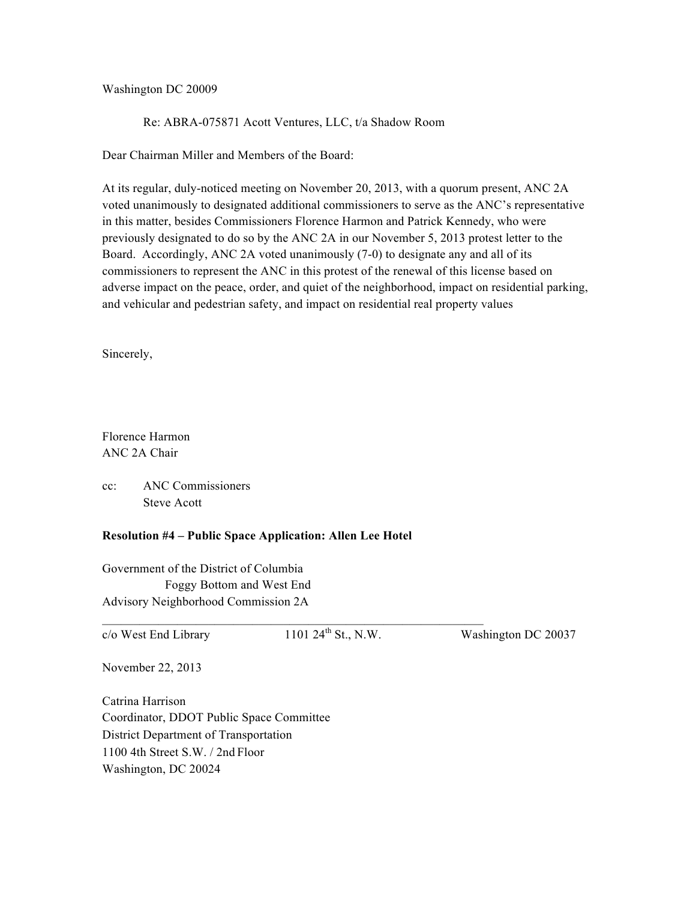Washington DC 20009

Re: ABRA-075871 Acott Ventures, LLC, t/a Shadow Room

Dear Chairman Miller and Members of the Board:

At its regular, duly-noticed meeting on November 20, 2013, with a quorum present, ANC 2A voted unanimously to designated additional commissioners to serve as the ANC's representative in this matter, besides Commissioners Florence Harmon and Patrick Kennedy, who were previously designated to do so by the ANC 2A in our November 5, 2013 protest letter to the Board. Accordingly, ANC 2A voted unanimously (7-0) to designate any and all of its commissioners to represent the ANC in this protest of the renewal of this license based on adverse impact on the peace, order, and quiet of the neighborhood, impact on residential parking, and vehicular and pedestrian safety, and impact on residential real property values

Sincerely,

Florence Harmon
ANC 2A Chair

cc: ANC Commissioners
Steve Acott

**Resolution #4 – Public Space Application: Allen Lee Hotel**

Government of the District of Columbia
Foggy Bottom and West End
Advisory Neighborhood Commission 2A

---

c/o West End Library 1101 24th St., N.W. Washington DC 20037

November 22, 2013

Catrina Harrison
Coordinator, DDOT Public Space Committee
District Department of Transportation
1100 4th Street S.W. / 2nd Floor
Washington, DC 20024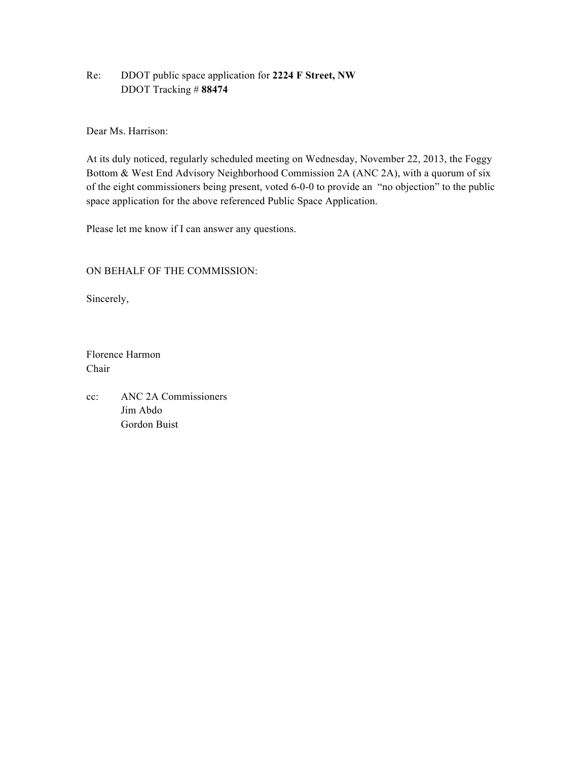Re: DDOT public space application for **2224 F Street, NW**
DDOT Tracking # **88474**

Dear Ms. Harrison:

At its duly noticed, regularly scheduled meeting on Wednesday, November 22, 2013, the Foggy Bottom & West End Advisory Neighborhood Commission 2A (ANC 2A), with a quorum of six of the eight commissioners being present, voted 6-0-0 to provide an "no objection" to the public space application for the above referenced Public Space Application.

Please let me know if I can answer any questions.

ON BEHALF OF THE COMMISSION:

Sincerely,

Florence Harmon
Chair

cc: ANC 2A Commissioners
Jim Abdo
Gordon Buist